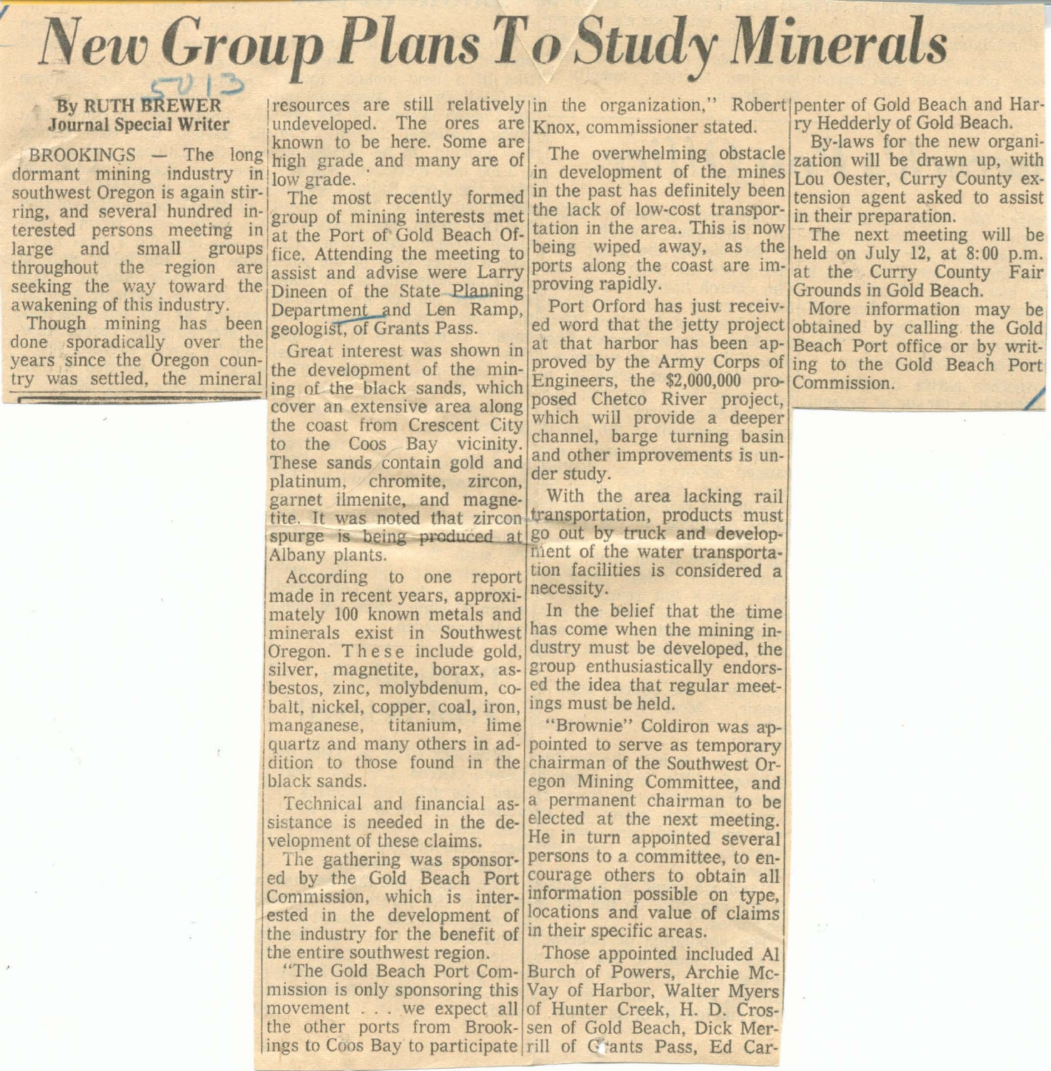# New Group Plans To Study Minerals

5013

**By RUTH BREWER**
**Journal Special Writer**

BROOKINGS — The long dormant mining industry in southwest Oregon is again stirring, and several hundred interested persons meeting in large and small groups throughout the region are seeking the way toward the awakening of this industry.

Though mining has been done sporadically over the years since the Oregon country was settled, the mineral resources are still relatively undeveloped. The ores are known to be here. Some are high grade and many are of low grade.

The most recently formed group of mining interests met at the Port of Gold Beach Office. Attending the meeting to assist and advise were Larry Dineen of the State Planning Department and Len Ramp, geologist, of Grants Pass.

Great interest was shown in the development of the mining of the black sands, which cover an extensive area along the coast from Crescent City to the Coos Bay vicinity. These sands contain gold and platinum, chromite, zircon, garnet ilmenite, and magnetite. It was noted that zircon spurge is being produced at Albany plants.

According to one report made in recent years, approximately 100 known metals and minerals exist in Southwest Oregon. These include gold, silver, magnetite, borax, asbestos, zinc, molybdenum, cobalt, nickel, copper, coal, iron, manganese, titanium, lime quartz and many others in addition to those found in the black sands.

Technical and financial assistance is needed in the development of these claims.

The gathering was sponsored by the Gold Beach Port Commission, which is interested in the development of the industry for the benefit of the entire southwest region.

"The Gold Beach Port Commission is only sponsoring this movement . . . we expect all the other ports from Brookings to Coos Bay to participate in the organization," Robert Knox, commissioner stated.

The overwhelming obstacle in development of the mines in the past has definitely been the lack of low-cost transportation in the area. This is now being wiped away, as the ports along the coast are improving rapidly.

Port Orford has just received word that the jetty project at that harbor has been approved by the Army Corps of Engineers, the $2,000,000 proposed Chetco River project, which will provide a deeper channel, barge turning basin and other improvements is under study.

With the area lacking rail transportation, products must go out by truck and development of the water transportation facilities is considered a necessity.

In the belief that the time has come when the mining industry must be developed, the group enthusiastically endorsed the idea that regular meetings must be held.

"Brownie" Coldiron was appointed to serve as temporary chairman of the Southwest Oregon Mining Committee, and a permanent chairman to be elected at the next meeting. He in turn appointed several persons to a committee, to encourage others to obtain all information possible on type, locations and value of claims in their specific areas.

Those appointed included Al Burch of Powers, Archie McVay of Harbor, Walter Myers of Hunter Creek, H. D. Crossen of Gold Beach, Dick Merrill of Grants Pass, Ed Carpenter of Gold Beach and Harry Hedderly of Gold Beach.

By-laws for the new organization will be drawn up, with Lou Oester, Curry County extension agent asked to assist in their preparation.

The next meeting will be held on July 12, at 8:00 p.m. at the Curry County Fair Grounds in Gold Beach.

More information may be obtained by calling the Gold Beach Port office or by writing to the Gold Beach Port Commission.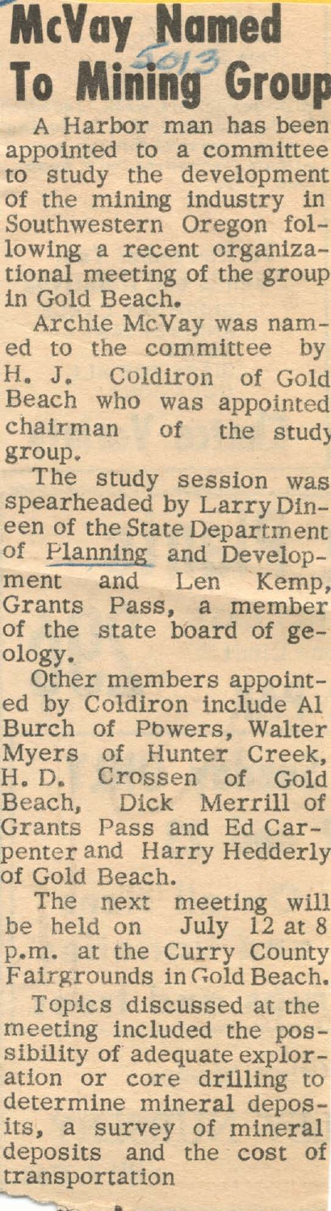# McVay Named To Mining Group

A Harbor man has been appointed to a committee to study the development of the mining industry in Southwestern Oregon following a recent organizational meeting of the group in Gold Beach.

Archie McVay was named to the committee by H. J. Coldiron of Gold Beach who was appointed chairman of the study group.

The study session was spearheaded by Larry Dineen of the State Department of Planning and Development and Len Kemp, Grants Pass, a member of the state board of geology.

Other members appointed by Coldiron include Al Burch of Powers, Walter Myers of Hunter Creek, H. D. Crossen of Gold Beach, Dick Merrill of Grants Pass and Ed Carpenter and Harry Hedderly of Gold Beach.

The next meeting will be held on July 12 at 8 p.m. at the Curry County Fairgrounds in Gold Beach.

Topics discussed at the meeting included the possibility of adequate exploration or core drilling to determine mineral deposits, a survey of mineral deposits and the cost of transportation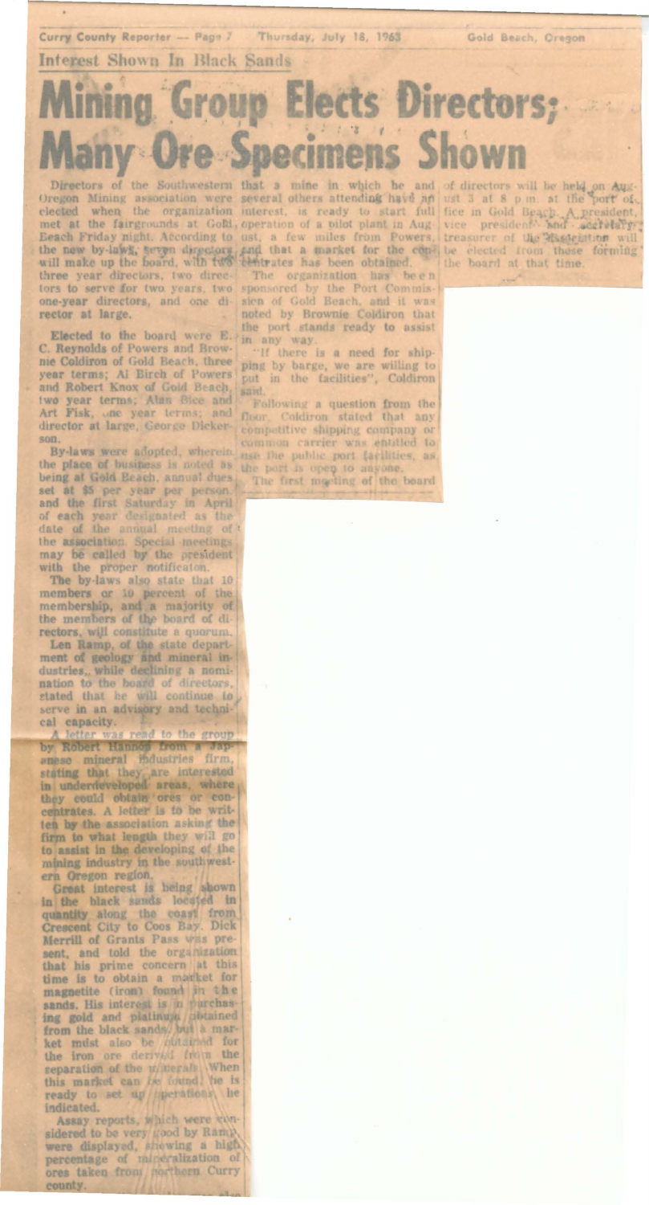Curry County Reporter — Page 7 Thursday, July 18, 1963 Gold Beach, Oregon

Interest Shown In Black Sands

# Mining Group Elects Directors; Many Ore Specimens Shown

Directors of the Southwestern Oregon Mining association were elected when the organization met at the fairgrounds at Gold Beach Friday night. According to the new by-laws, seven directors will make up the board, with two three year directors, two directors to serve for two years, two one-year directors, and one director at large.

Elected to the board were E. C. Reynolds of Powers and Brownie Coldiron of Gold Beach, three year terms; Al Birch of Powers and Robert Knox of Gold Beach, two year terms; Alan Rice and Art Fisk, one year terms; and director at large, George Dickerson.

By-laws were adopted, wherein the place of business is noted as being at Gold Beach, annual dues set at $5 per year per person, and the first Saturday in April of each year designated as the date of the annual meeting of the association. Special meetings may be called by the president with the proper notification.

The by-laws also state that 10 members or 10 percent of the membership, and a majority of the members of the board of directors, will constitute a quorum.

Len Ramp, of the state department of geology and mineral industries, while declining a nomination to the board of directors, stated that he will continue to serve in an advisory and technical capacity.

A letter was read to the group by Robert Hannon from a Japanese mineral industries firm, stating that they are interested in underdeveloped areas, where they could obtain ores or concentrates. A letter is to be written by the association asking the firm to what length they will go to assist in the developing of the mining industry in the southwestern Oregon region.

Great interest is being shown in the black sands located in quantity along the coast from Crescent City to Coos Bay. Dick Merrill of Grants Pass was present, and told the organization that his prime concern at this time is to obtain a market for magnetite (iron) found in the sands. His interest is in purchasing gold and platinum obtained from the black sands, but a market must also be obtained for the iron ore derived from the separation of the minerals. When this market can be found, he is ready to set up operations, he indicated.

Assay reports, which were considered to be very good by Ramp, were displayed, showing a high percentage of mineralization of ores taken from northern Curry county.

... that a mine in which he and several others attending have an interest, is ready to start full operation of a pilot plant in August, a few miles from Powers, and that a market for the concentrates has been obtained.

The organization has been sponsored by the Port Commission of Gold Beach, and it was noted by Brownie Coldiron that the port stands ready to assist in any way.

"If there is a need for shipping by barge, we are willing to put in the facilities", Coldiron said.

Following a question from the floor, Coldiron stated that any competitive shipping company or common carrier was entitled to use the public port facilities, as the port is open to anyone.

The first meeting of the board of directors will be held on August 3 at 8 p.m. at the port office in Gold Beach. A president, vice president and secretary-treasurer of the association will be elected from those forming the board at that time.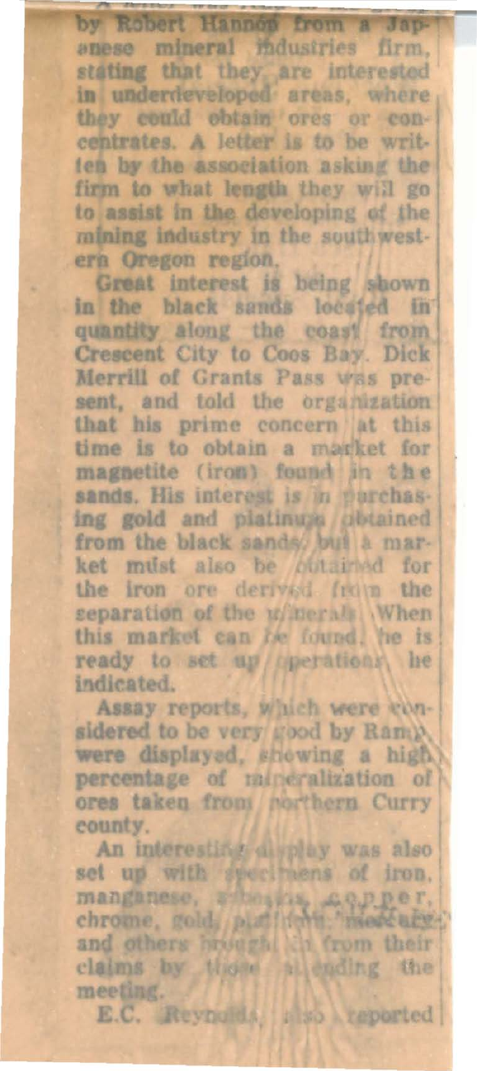by Robert Hannon from a Japanese mineral industries firm, stating that they are interested in underdeveloped areas, where they could obtain ores or concentrates. A letter is to be written by the association asking the firm to what length they will go to assist in the developing of the mining industry in the southwestern Oregon region.

Great interest is being shown in the black sands located in quantity along the coast from Crescent City to Coos Bay. Dick Merrill of Grants Pass was present, and told the organization that his prime concern at this time is to obtain a market for magnetite (iron) found in the sands. His interest is in purchasing gold and platinum obtained from the black sands, but a market must also be obtained for the iron ore derived from the separation of the minerals. When this market can be found, he is ready to set up operations, he indicated.

Assay reports, which were considered to be very good by Ramp, were displayed, showing a high percentage of mineralization of ores taken from northern Curry county.

An interesting display was also set up with specimens of iron, manganese, asbestos, copper, chrome, gold, platinum, mercury and others brought in from their claims by those attending the meeting.

E.C. Reynolds also reported